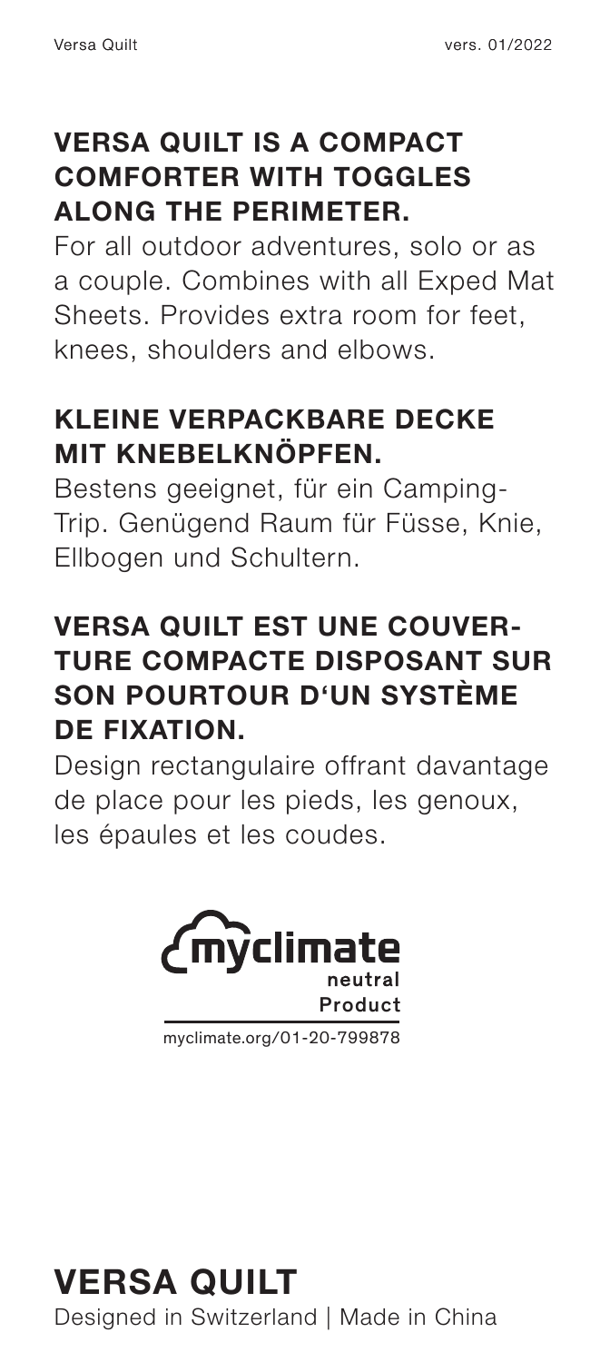## VERSA QUILT IS A COMPACT COMFORTER WITH TOGGLES ALONG THE PERIMETER.

For all outdoor adventures, solo or as a couple. Combines with all Exped Mat Sheets. Provides extra room for feet, knees, shoulders and elbows.

## KLEINE VERPACKBARE DECKE MIT KNEBELKNÖPFEN.

Bestens geeignet, für ein Camping-Trip. Genügend Raum für Füsse, Knie, Ellbogen und Schultern.

## VERSA QUILT EST UNE COUVERTURE COMPACTE DISPOSANT SUR SON POURTOUR D'UN SYSTÈME DE FIXATION.

Design rectangulaire offrant davantage de place pour les pieds, les genoux, les épaules et les coudes.

myclimate neutral Product

myclimate.org/01-20-799878

# VERSA QUILT

Designed in Switzerland | Made in China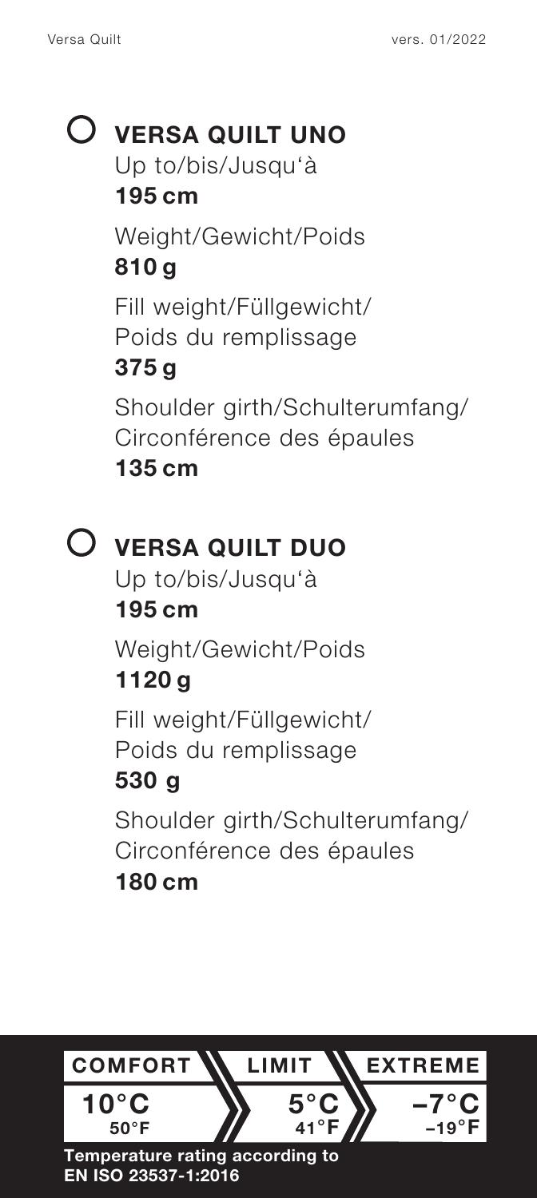## ○ VERSA QUILT UNO

Up to/bis/Jusqu'à
**195 cm**

Weight/Gewicht/Poids
**810 g**

Fill weight/Füllgewicht/
Poids du remplissage
**375 g**

Shoulder girth/Schulterumfang/
Circonférence des épaules
**135 cm**

## ○ VERSA QUILT DUO

Up to/bis/Jusqu'à
**195 cm**

Weight/Gewicht/Poids
**1120 g**

Fill weight/Füllgewicht/
Poids du remplissage
**530 g**

Shoulder girth/Schulterumfang/
Circonférence des épaules
**180 cm**

| COMFORT | LIMIT | EXTREME |
|---|---|---|
| 10°C<br>50°F | 5°C<br>41°F | –7°C<br>–19°F |

**Temperature rating according to EN ISO 23537-1:2016**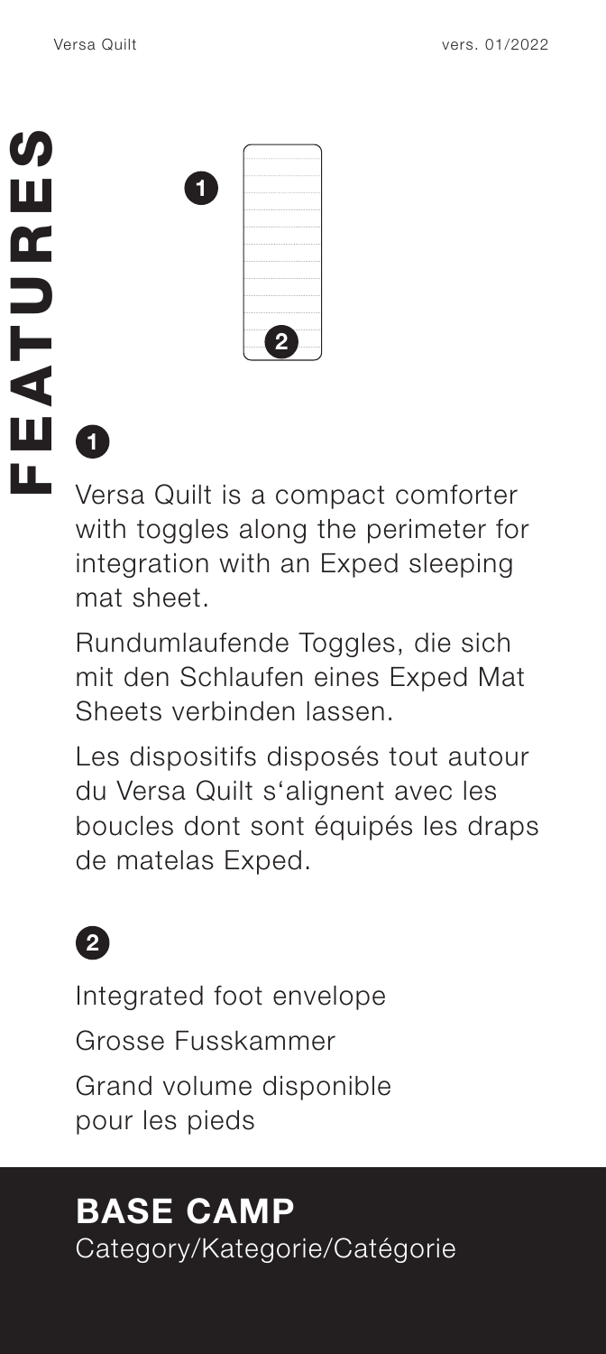# FEATURES

**1**

Versa Quilt is a compact comforter with toggles along the perimeter for integration with an Exped sleeping mat sheet.

Rundumlaufende Toggles, die sich mit den Schlaufen eines Exped Mat Sheets verbinden lassen.

Les dispositifs disposés tout autour du Versa Quilt s'alignent avec les boucles dont sont équipés les draps de matelas Exped.

**2**

Integrated foot envelope

Grosse Fusskammer

Grand volume disponible pour les pieds

## BASE CAMP

Category/Kategorie/Catégorie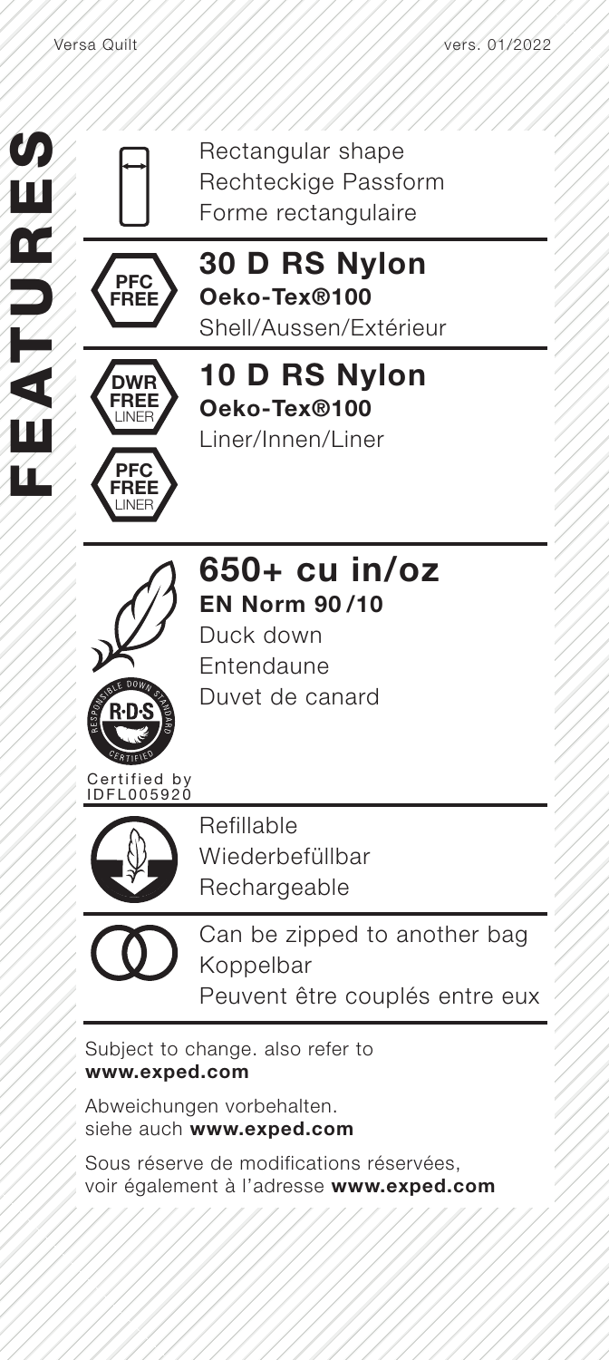# FEATURES

Rectangular shape
Rechteckige Passform
Forme rectangulaire

PFC FREE

## 30 D RS Nylon

**Oeko-Tex®100**

Shell/Aussen/Extérieur

DWR FREE LINER

PFC FREE LINER

## 10 D RS Nylon

**Oeko-Tex®100**

Liner/Innen/Liner

## 650+ cu in/oz

**EN Norm 90/10**

Duck down
Entendaune
Duvet de canard

RESPONSIBLE DOWN STANDARD R·D·S CERTIFIED

Certified by
IDFL005920

Refillable
Wiederbefüllbar
Rechargeable

Can be zipped to another bag
Koppelbar
Peuvent être couplés entre eux

Subject to change. also refer to
**www.exped.com**

Abweichungen vorbehalten.
siehe auch **www.exped.com**

Sous réserve de modifications réservées,
voir également à l'adresse **www.exped.com**